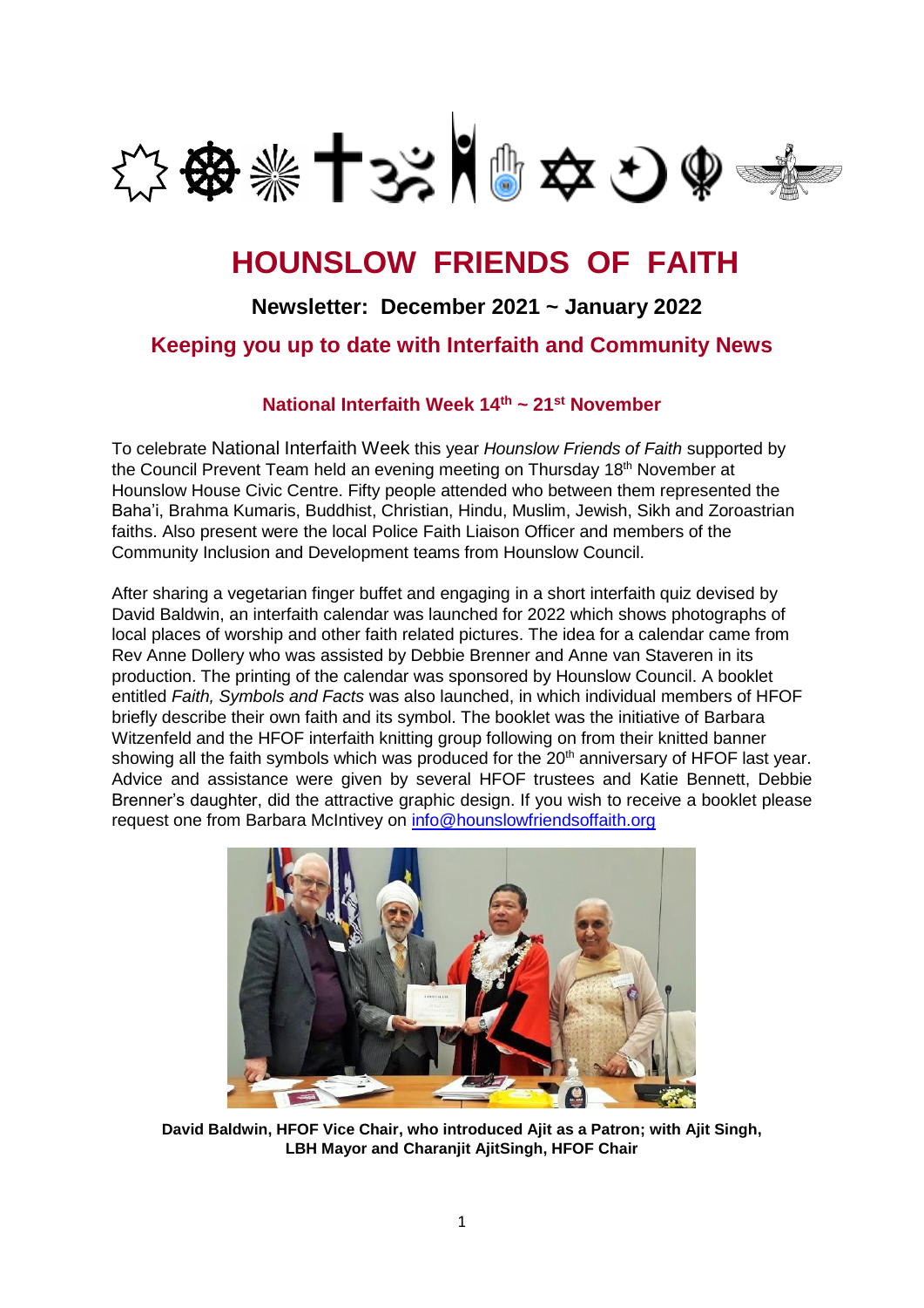# HOUNSLOW FRIENDS OF FAITH

## Newsletter: December 2021 ~ January 2022

## Keeping you up to date with Interfaith and Community News

### National Interfaith Week 14th ~ 21st November

To celebrate National Interfaith Week this year *Hounslow Friends of Faith* supported by the Council Prevent Team held an evening meeting on Thursday 18th November at Hounslow House Civic Centre. Fifty people attended who between them represented the Baha'i, Brahma Kumaris, Buddhist, Christian, Hindu, Muslim, Jewish, Sikh and Zoroastrian faiths. Also present were the local Police Faith Liaison Officer and members of the Community Inclusion and Development teams from Hounslow Council.

After sharing a vegetarian finger buffet and engaging in a short interfaith quiz devised by David Baldwin, an interfaith calendar was launched for 2022 which shows photographs of local places of worship and other faith related pictures. The idea for a calendar came from Rev Anne Dollery who was assisted by Debbie Brenner and Anne van Staveren in its production. The printing of the calendar was sponsored by Hounslow Council. A booklet entitled *Faith, Symbols and Facts* was also launched, in which individual members of HFOF briefly describe their own faith and its symbol. The booklet was the initiative of Barbara Witzenfeld and the HFOF interfaith knitting group following on from their knitted banner showing all the faith symbols which was produced for the 20th anniversary of HFOF last year. Advice and assistance were given by several HFOF trustees and Katie Bennett, Debbie Brenner's daughter, did the attractive graphic design. If you wish to receive a booklet please request one from Barbara McIntivey on info@hounslowfriendsoffaith.org

**David Baldwin, HFOF Vice Chair, who introduced Ajit as a Patron; with Ajit Singh, LBH Mayor and Charanjit AjitSingh, HFOF Chair**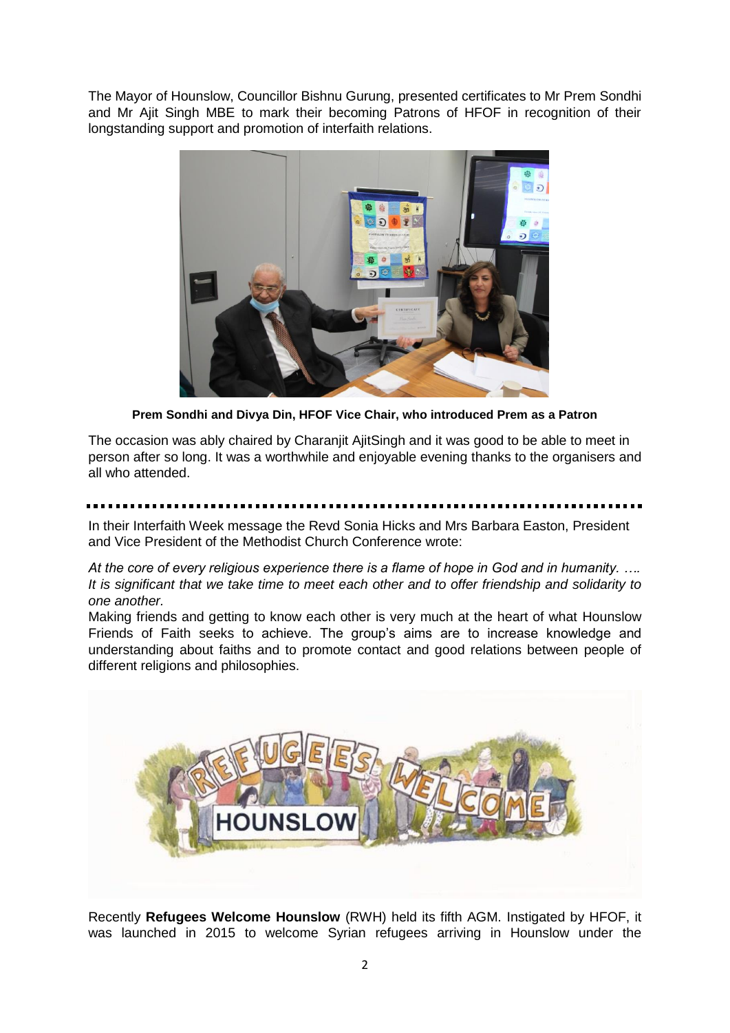The Mayor of Hounslow, Councillor Bishnu Gurung, presented certificates to Mr Prem Sondhi and Mr Ajit Singh MBE to mark their becoming Patrons of HFOF in recognition of their longstanding support and promotion of interfaith relations.

**Prem Sondhi and Divya Din, HFOF Vice Chair, who introduced Prem as a Patron**

The occasion was ably chaired by Charanjit AjitSingh and it was good to be able to meet in person after so long. It was a worthwhile and enjoyable evening thanks to the organisers and all who attended.

---

In their Interfaith Week message the Revd Sonia Hicks and Mrs Barbara Easton, President and Vice President of the Methodist Church Conference wrote:

*At the core of every religious experience there is a flame of hope in God and in humanity. …. It is significant that we take time to meet each other and to offer friendship and solidarity to one another.*

Making friends and getting to know each other is very much at the heart of what Hounslow Friends of Faith seeks to achieve. The group's aims are to increase knowledge and understanding about faiths and to promote contact and good relations between people of different religions and philosophies.

Recently **Refugees Welcome Hounslow** (RWH) held its fifth AGM. Instigated by HFOF, it was launched in 2015 to welcome Syrian refugees arriving in Hounslow under the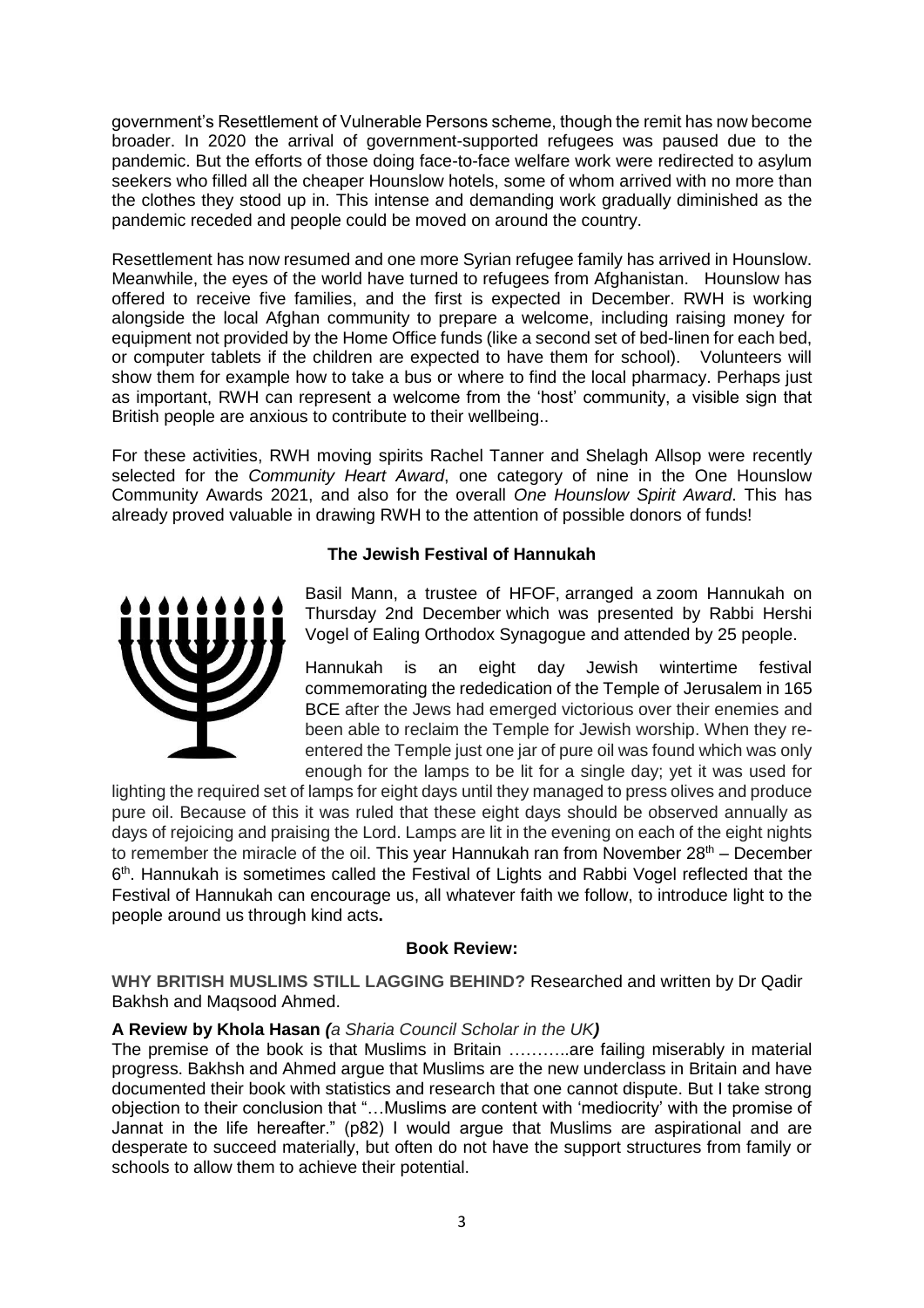government's Resettlement of Vulnerable Persons scheme, though the remit has now become broader. In 2020 the arrival of government-supported refugees was paused due to the pandemic. But the efforts of those doing face-to-face welfare work were redirected to asylum seekers who filled all the cheaper Hounslow hotels, some of whom arrived with no more than the clothes they stood up in. This intense and demanding work gradually diminished as the pandemic receded and people could be moved on around the country.

Resettlement has now resumed and one more Syrian refugee family has arrived in Hounslow. Meanwhile, the eyes of the world have turned to refugees from Afghanistan. Hounslow has offered to receive five families, and the first is expected in December. RWH is working alongside the local Afghan community to prepare a welcome, including raising money for equipment not provided by the Home Office funds (like a second set of bed-linen for each bed, or computer tablets if the children are expected to have them for school). Volunteers will show them for example how to take a bus or where to find the local pharmacy. Perhaps just as important, RWH can represent a welcome from the 'host' community, a visible sign that British people are anxious to contribute to their wellbeing..

For these activities, RWH moving spirits Rachel Tanner and Shelagh Allsop were recently selected for the *Community Heart Award*, one category of nine in the One Hounslow Community Awards 2021, and also for the overall *One Hounslow Spirit Award*. This has already proved valuable in drawing RWH to the attention of possible donors of funds!

## The Jewish Festival of Hannukah

Basil Mann, a trustee of HFOF, arranged a zoom Hannukah on Thursday 2nd December which was presented by Rabbi Hershi Vogel of Ealing Orthodox Synagogue and attended by 25 people.

Hannukah is an eight day Jewish wintertime festival commemorating the rededication of the Temple of Jerusalem in 165 BCE after the Jews had emerged victorious over their enemies and been able to reclaim the Temple for Jewish worship. When they re-entered the Temple just one jar of pure oil was found which was only enough for the lamps to be lit for a single day; yet it was used for lighting the required set of lamps for eight days until they managed to press olives and produce pure oil. Because of this it was ruled that these eight days should be observed annually as days of rejoicing and praising the Lord. Lamps are lit in the evening on each of the eight nights to remember the miracle of the oil. This year Hannukah ran from November 28th – December 6th. Hannukah is sometimes called the Festival of Lights and Rabbi Vogel reflected that the Festival of Hannukah can encourage us, all whatever faith we follow, to introduce light to the people around us through kind acts**.**

## Book Review:

**WHY BRITISH MUSLIMS STILL LAGGING BEHIND?** Researched and written by Dr Qadir Bakhsh and Maqsood Ahmed.

**A Review by Khola Hasan *(a Sharia Council Scholar in the UK)***

The premise of the book is that Muslims in Britain ………..are failing miserably in material progress. Bakhsh and Ahmed argue that Muslims are the new underclass in Britain and have documented their book with statistics and research that one cannot dispute. But I take strong objection to their conclusion that "…Muslims are content with 'mediocrity' with the promise of Jannat in the life hereafter." (p82) I would argue that Muslims are aspirational and are desperate to succeed materially, but often do not have the support structures from family or schools to allow them to achieve their potential.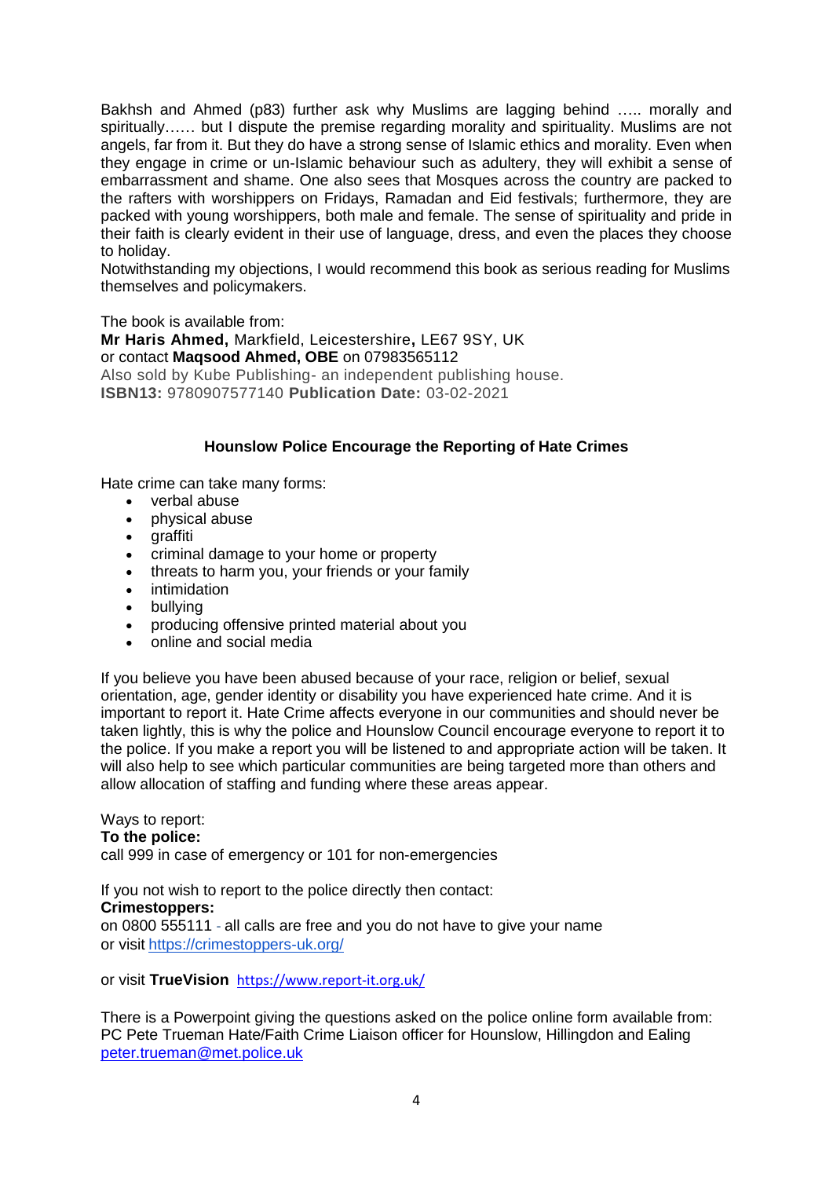Bakhsh and Ahmed (p83) further ask why Muslims are lagging behind ….. morally and spiritually…… but I dispute the premise regarding morality and spirituality. Muslims are not angels, far from it. But they do have a strong sense of Islamic ethics and morality. Even when they engage in crime or un-Islamic behaviour such as adultery, they will exhibit a sense of embarrassment and shame. One also sees that Mosques across the country are packed to the rafters with worshippers on Fridays, Ramadan and Eid festivals; furthermore, they are packed with young worshippers, both male and female. The sense of spirituality and pride in their faith is clearly evident in their use of language, dress, and even the places they choose to holiday.

Notwithstanding my objections, I would recommend this book as serious reading for Muslims themselves and policymakers.

The book is available from:
**Mr Haris Ahmed,** Markfield, Leicestershire**,** LE67 9SY, UK
or contact **Maqsood Ahmed, OBE** on 07983565112
Also sold by Kube Publishing- an independent publishing house.
**ISBN13:** 9780907577140 **Publication Date:** 03-02-2021

## Hounslow Police Encourage the Reporting of Hate Crimes

Hate crime can take many forms:

- verbal abuse
- physical abuse
- graffiti
- criminal damage to your home or property
- threats to harm you, your friends or your family
- intimidation
- bullying
- producing offensive printed material about you
- online and social media

If you believe you have been abused because of your race, religion or belief, sexual orientation, age, gender identity or disability you have experienced hate crime. And it is important to report it. Hate Crime affects everyone in our communities and should never be taken lightly, this is why the police and Hounslow Council encourage everyone to report it to the police. If you make a report you will be listened to and appropriate action will be taken. It will also help to see which particular communities are being targeted more than others and allow allocation of staffing and funding where these areas appear.

Ways to report:
**To the police:**
call 999 in case of emergency or 101 for non-emergencies

If you not wish to report to the police directly then contact:
**Crimestoppers:**
on 0800 555111 - all calls are free and you do not have to give your name
or visit https://crimestoppers-uk.org/

or visit **TrueVision** https://www.report-it.org.uk/

There is a Powerpoint giving the questions asked on the police online form available from:
PC Pete Trueman Hate/Faith Crime Liaison officer for Hounslow, Hillingdon and Ealing
peter.trueman@met.police.uk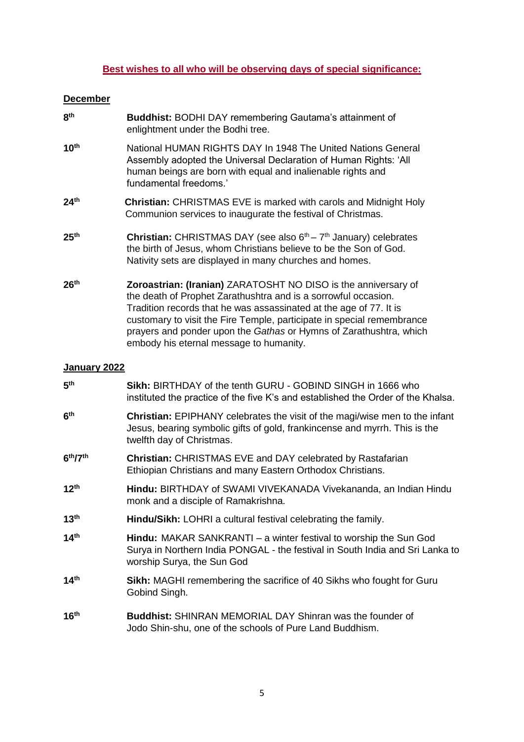## Best wishes to all who will be observing days of special significance:

### December

| | |
|---|---|
| 8th | **Buddhist:** BODHI DAY remembering Gautama's attainment of enlightment under the Bodhi tree. |
| 10th | National HUMAN RIGHTS DAY In 1948 The United Nations General Assembly adopted the Universal Declaration of Human Rights: 'All human beings are born with equal and inalienable rights and fundamental freedoms.' |
| 24th | **Christian:** CHRISTMAS EVE is marked with carols and Midnight Holy Communion services to inaugurate the festival of Christmas. |
| 25th | **Christian:** CHRISTMAS DAY (see also 6th – 7th January) celebrates the birth of Jesus, whom Christians believe to be the Son of God. Nativity sets are displayed in many churches and homes. |
| 26th | **Zoroastrian: (Iranian)** ZARATOSHT NO DISO is the anniversary of the death of Prophet Zarathushtra and is a sorrowful occasion. Tradition records that he was assassinated at the age of 77. It is customary to visit the Fire Temple, participate in special remembrance prayers and ponder upon the *Gathas* or Hymns of Zarathushtra, which embody his eternal message to humanity. |

### January 2022

| | |
|---|---|
| 5th | **Sikh:** BIRTHDAY of the tenth GURU - GOBIND SINGH in 1666 who instituted the practice of the five K's and established the Order of the Khalsa. |
| 6th | **Christian:** EPIPHANY celebrates the visit of the magi/wise men to the infant Jesus, bearing symbolic gifts of gold, frankincense and myrrh. This is the twelfth day of Christmas. |
| 6th/7th | **Christian:** CHRISTMAS EVE and DAY celebrated by Rastafarian Ethiopian Christians and many Eastern Orthodox Christians. |
| 12th | **Hindu:** BIRTHDAY of SWAMI VIVEKANADA Vivekananda, an Indian Hindu monk and a disciple of Ramakrishna. |
| 13th | **Hindu/Sikh:** LOHRI a cultural festival celebrating the family. |
| 14th | **Hindu:** MAKAR SANKRANTI – a winter festival to worship the Sun God Surya in Northern India PONGAL - the festival in South India and Sri Lanka to worship Surya, the Sun God |
| 14th | **Sikh:** MAGHI remembering the sacrifice of 40 Sikhs who fought for Guru Gobind Singh. |
| 16th | **Buddhist:** SHINRAN MEMORIAL DAY Shinran was the founder of Jodo Shin-shu, one of the schools of Pure Land Buddhism. |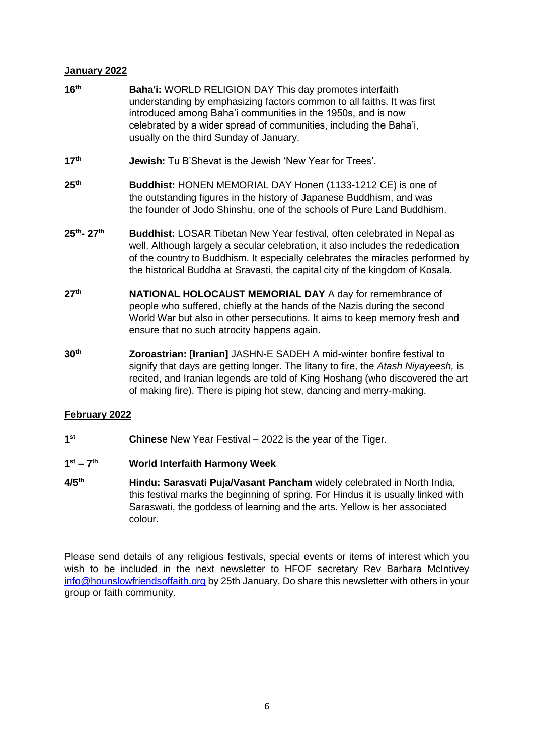## January 2022

**16th** **Baha'i:** WORLD RELIGION DAY This day promotes interfaith understanding by emphasizing factors common to all faiths. It was first introduced among Baha'i communities in the 1950s, and is now celebrated by a wider spread of communities, including the Baha'i, usually on the third Sunday of January.

**17th** **Jewish:** Tu B'Shevat is the Jewish 'New Year for Trees'.

**25th** **Buddhist:** HONEN MEMORIAL DAY Honen (1133-1212 CE) is one of the outstanding figures in the history of Japanese Buddhism, and was the founder of Jodo Shinshu, one of the schools of Pure Land Buddhism.

**25th- 27th** **Buddhist:** LOSAR Tibetan New Year festival, often celebrated in Nepal as well. Although largely a secular celebration, it also includes the rededication of the country to Buddhism. It especially celebrates the miracles performed by the historical Buddha at Sravasti, the capital city of the kingdom of Kosala.

**27th** **NATIONAL HOLOCAUST MEMORIAL DAY** A day for remembrance of people who suffered, chiefly at the hands of the Nazis during the second World War but also in other persecutions. It aims to keep memory fresh and ensure that no such atrocity happens again.

**30th** **Zoroastrian: [Iranian]** JASHN-E SADEH A mid-winter bonfire festival to signify that days are getting longer. The litany to fire, the *Atash Niyayeesh,* is recited, and Iranian legends are told of King Hoshang (who discovered the art of making fire). There is piping hot stew, dancing and merry-making.

## February 2022

**1st** **Chinese** New Year Festival – 2022 is the year of the Tiger.

**1st – 7th** **World Interfaith Harmony Week**

**4/5th** **Hindu: Sarasvati Puja/Vasant Pancham** widely celebrated in North India, this festival marks the beginning of spring. For Hindus it is usually linked with Saraswati, the goddess of learning and the arts. Yellow is her associated colour.

Please send details of any religious festivals, special events or items of interest which you wish to be included in the next newsletter to HFOF secretary Rev Barbara McIntivey info@hounslowfriendsoffaith.org by 25th January. Do share this newsletter with others in your group or faith community.